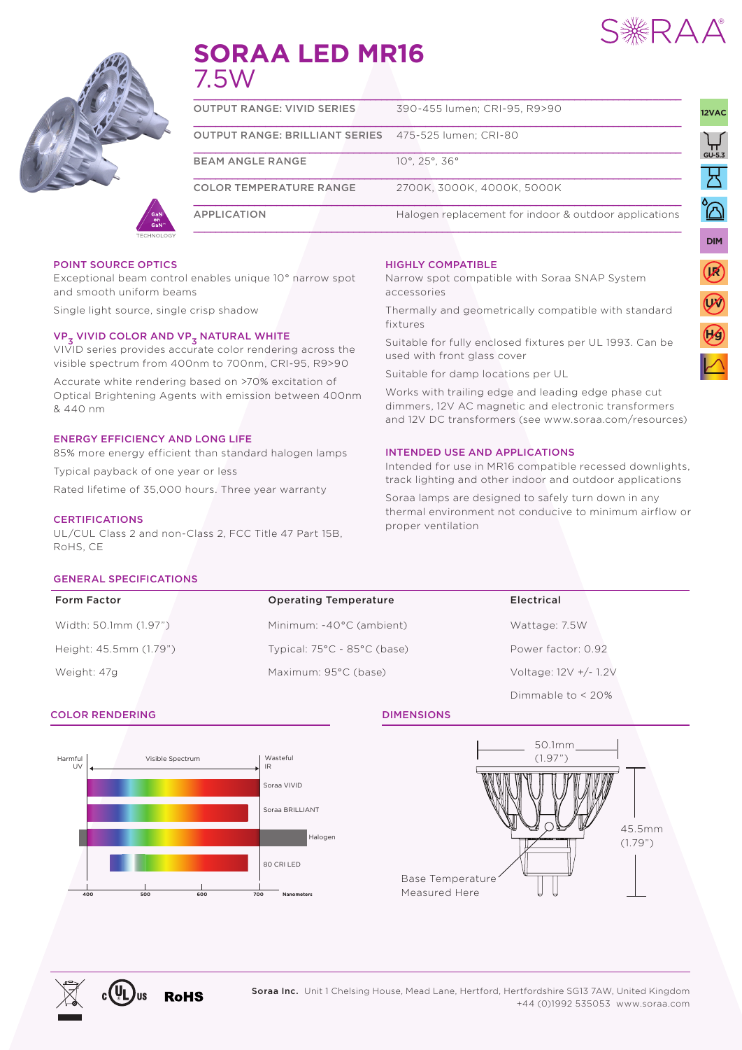# SORAA LED MR16
7.5W

| | |
|---|---|
| OUTPUT RANGE: VIVID SERIES | 390-455 lumen; CRI-95, R9>90 |
| OUTPUT RANGE: BRILLIANT SERIES | 475-525 lumen; CRI-80 |
| BEAM ANGLE RANGE | 10°, 25°, 36° |
| COLOR TEMPERATURE RANGE | 2700K, 3000K, 4000K, 5000K |
| APPLICATION | Halogen replacement for indoor & outdoor applications |

12VAC

GU-5.3

DIM

## POINT SOURCE OPTICS

Exceptional beam control enables unique 10° narrow spot and smooth uniform beams

Single light source, single crisp shadow

## $VP_3$ VIVID COLOR AND $VP_3$ NATURAL WHITE

VIVID series provides accurate color rendering across the visible spectrum from 400nm to 700nm, CRI-95, R9>90

Accurate white rendering based on >70% excitation of Optical Brightening Agents with emission between 400nm & 440 nm

## ENERGY EFFICIENCY AND LONG LIFE

85% more energy efficient than standard halogen lamps

Typical payback of one year or less

Rated lifetime of 35,000 hours. Three year warranty

## CERTIFICATIONS

UL/CUL Class 2 and non-Class 2, FCC Title 47 Part 15B, RoHS, CE

## HIGHLY COMPATIBLE

Narrow spot compatible with Soraa SNAP System accessories

Thermally and geometrically compatible with standard fixtures

Suitable for fully enclosed fixtures per UL 1993. Can be used with front glass cover

Suitable for damp locations per UL

Works with trailing edge and leading edge phase cut dimmers, 12V AC magnetic and electronic transformers and 12V DC transformers (see www.soraa.com/resources)

## INTENDED USE AND APPLICATIONS

Intended for use in MR16 compatible recessed downlights, track lighting and other indoor and outdoor applications

Soraa lamps are designed to safely turn down in any thermal environment not conducive to minimum airflow or proper ventilation

## GENERAL SPECIFICATIONS

| Form Factor | Operating Temperature | Electrical |
|---|---|---|
| Width: 50.1mm (1.97") | Minimum: -40°C (ambient) | Wattage: 7.5W |
| Height: 45.5mm (1.79") | Typical: 75°C - 85°C (base) | Power factor: 0.92 |
| Weight: 47g | Maximum: 95°C (base) | Voltage: 12V +/- 1.2V |
| | | Dimmable to < 20% |

## COLOR RENDERING

Harmful UV — Visible Spectrum — Wasteful IR

Soraa VIVID

Soraa BRILLIANT

Halogen

80 CRI LED

400 500 600 700 Nanometers

## DIMENSIONS

50.1mm (1.97")

45.5mm (1.79")

Base Temperature Measured Here

RoHS

**Soraa Inc.** Unit 1 Chelsing House, Mead Lane, Hertford, Hertfordshire SG13 7AW, United Kingdom
+44 (0)1992 535053 www.soraa.com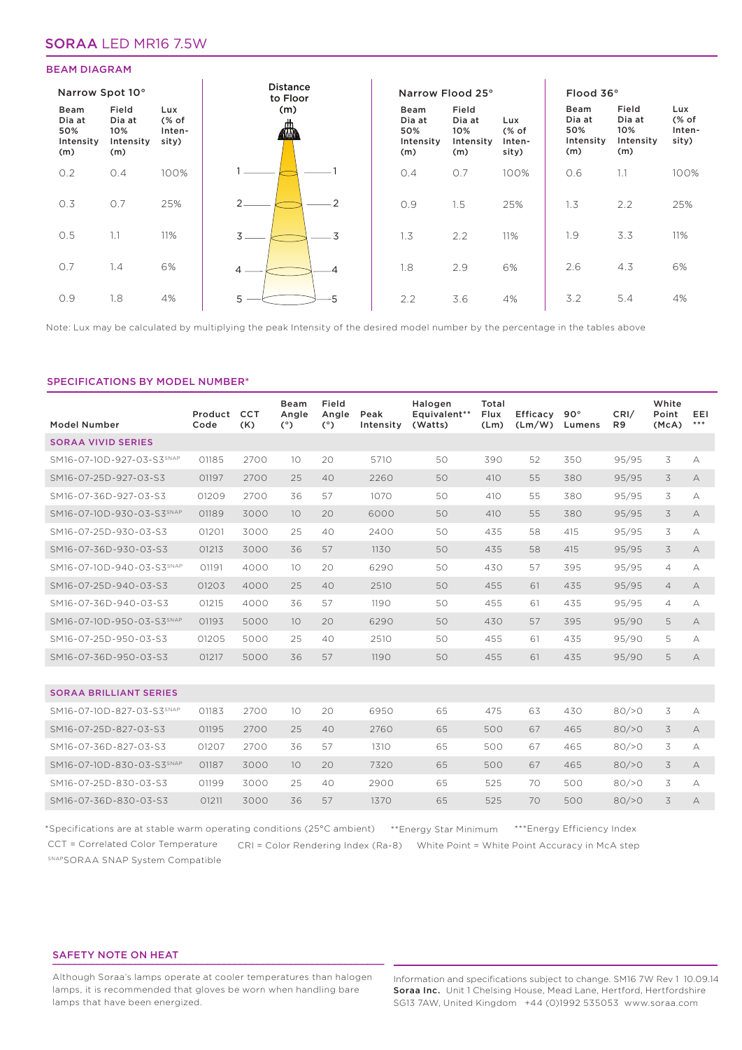## SORAA LED MR16 7.5W

### BEAM DIAGRAM

**Narrow Spot 10°**

| Beam Dia at 50% Intensity (m) | Field Dia at 10% Intensity (m) | Lux (% of Intensity) |
|---|---|---|
| 0.2 | 0.4 | 100% |
| 0.3 | 0.7 | 25% |
| 0.5 | 1.1 | 11% |
| 0.7 | 1.4 | 6% |
| 0.9 | 1.8 | 4% |

Distance to Floor (m)

1
2
3
4
5

**Narrow Flood 25°**

| Beam Dia at 50% Intensity (m) | Field Dia at 10% Intensity (m) | Lux (% of Intensity) |
|---|---|---|
| 0.4 | 0.7 | 100% |
| 0.9 | 1.5 | 25% |
| 1.3 | 2.2 | 11% |
| 1.8 | 2.9 | 6% |
| 2.2 | 3.6 | 4% |

**Flood 36°**

| Beam Dia at 50% Intensity (m) | Field Dia at 10% Intensity (m) | Lux (% of Intensity) |
|---|---|---|
| 0.6 | 1.1 | 100% |
| 1.3 | 2.2 | 25% |
| 1.9 | 3.3 | 11% |
| 2.6 | 4.3 | 6% |
| 3.2 | 5.4 | 4% |

Note: Lux may be calculated by multiplying the peak Intensity of the desired model number by the percentage in the tables above

### SPECIFICATIONS BY MODEL NUMBER*

| Model Number | Product Code | CCT (K) | Beam Angle (°) | Field Angle (°) | Peak Intensity | Halogen Equivalent** (Watts) | Total Flux (Lm) | Efficacy (Lm/W) | 90° Lumens | CRI/ R9 | White Point (McA) | EEI *** |
|---|---|---|---|---|---|---|---|---|---|---|---|---|
| **SORAA VIVID SERIES** | | | | | | | | | | | | |
| SM16-07-10D-927-03-S3SNAP | 01185 | 2700 | 10 | 20 | 5710 | 50 | 390 | 52 | 350 | 95/95 | 3 | A |
| SM16-07-25D-927-03-S3 | 01197 | 2700 | 25 | 40 | 2260 | 50 | 410 | 55 | 380 | 95/95 | 3 | A |
| SM16-07-36D-927-03-S3 | 01209 | 2700 | 36 | 57 | 1070 | 50 | 410 | 55 | 380 | 95/95 | 3 | A |
| SM16-07-10D-930-03-S3SNAP | 01189 | 3000 | 10 | 20 | 6000 | 50 | 410 | 55 | 380 | 95/95 | 3 | A |
| SM16-07-25D-930-03-S3 | 01201 | 3000 | 25 | 40 | 2400 | 50 | 435 | 58 | 415 | 95/95 | 3 | A |
| SM16-07-36D-930-03-S3 | 01213 | 3000 | 36 | 57 | 1130 | 50 | 435 | 58 | 415 | 95/95 | 3 | A |
| SM16-07-10D-940-03-S3SNAP | 01191 | 4000 | 10 | 20 | 6290 | 50 | 430 | 57 | 395 | 95/95 | 4 | A |
| SM16-07-25D-940-03-S3 | 01203 | 4000 | 25 | 40 | 2510 | 50 | 455 | 61 | 435 | 95/95 | 4 | A |
| SM16-07-36D-940-03-S3 | 01215 | 4000 | 36 | 57 | 1190 | 50 | 455 | 61 | 435 | 95/95 | 4 | A |
| SM16-07-10D-950-03-S3SNAP | 01193 | 5000 | 10 | 20 | 6290 | 50 | 430 | 57 | 395 | 95/90 | 5 | A |
| SM16-07-25D-950-03-S3 | 01205 | 5000 | 25 | 40 | 2510 | 50 | 455 | 61 | 435 | 95/90 | 5 | A |
| SM16-07-36D-950-03-S3 | 01217 | 5000 | 36 | 57 | 1190 | 50 | 455 | 61 | 435 | 95/90 | 5 | A |
| **SORAA BRILLIANT SERIES** | | | | | | | | | | | | |
| SM16-07-10D-827-03-S3SNAP | 01183 | 2700 | 10 | 20 | 6950 | 65 | 475 | 63 | 430 | 80/>0 | 3 | A |
| SM16-07-25D-827-03-S3 | 01195 | 2700 | 25 | 40 | 2760 | 65 | 500 | 67 | 465 | 80/>0 | 3 | A |
| SM16-07-36D-827-03-S3 | 01207 | 2700 | 36 | 57 | 1310 | 65 | 500 | 67 | 465 | 80/>0 | 3 | A |
| SM16-07-10D-830-03-S3SNAP | 01187 | 3000 | 10 | 20 | 7320 | 65 | 500 | 67 | 465 | 80/>0 | 3 | A |
| SM16-07-25D-830-03-S3 | 01199 | 3000 | 25 | 40 | 2900 | 65 | 525 | 70 | 500 | 80/>0 | 3 | A |
| SM16-07-36D-830-03-S3 | 01211 | 3000 | 36 | 57 | 1370 | 65 | 525 | 70 | 500 | 80/>0 | 3 | A |

*Specifications are at stable warm operating conditions (25°C ambient) **Energy Star Minimum ***Energy Efficiency Index

CCT = Correlated Color Temperature CRI = Color Rendering Index (Ra-8) White Point = White Point Accuracy in McA step

SNAP SORAA SNAP System Compatible

### SAFETY NOTE ON HEAT

Although Soraa's lamps operate at cooler temperatures than halogen lamps, it is recommended that gloves be worn when handling bare lamps that have been energized.

Information and specifications subject to change. SM16 7W Rev 1 10.09.14
**Soraa Inc.** Unit 1 Chelsing House, Mead Lane, Hertford, Hertfordshire SG13 7AW, United Kingdom +44 (0)1992 535053 www.soraa.com